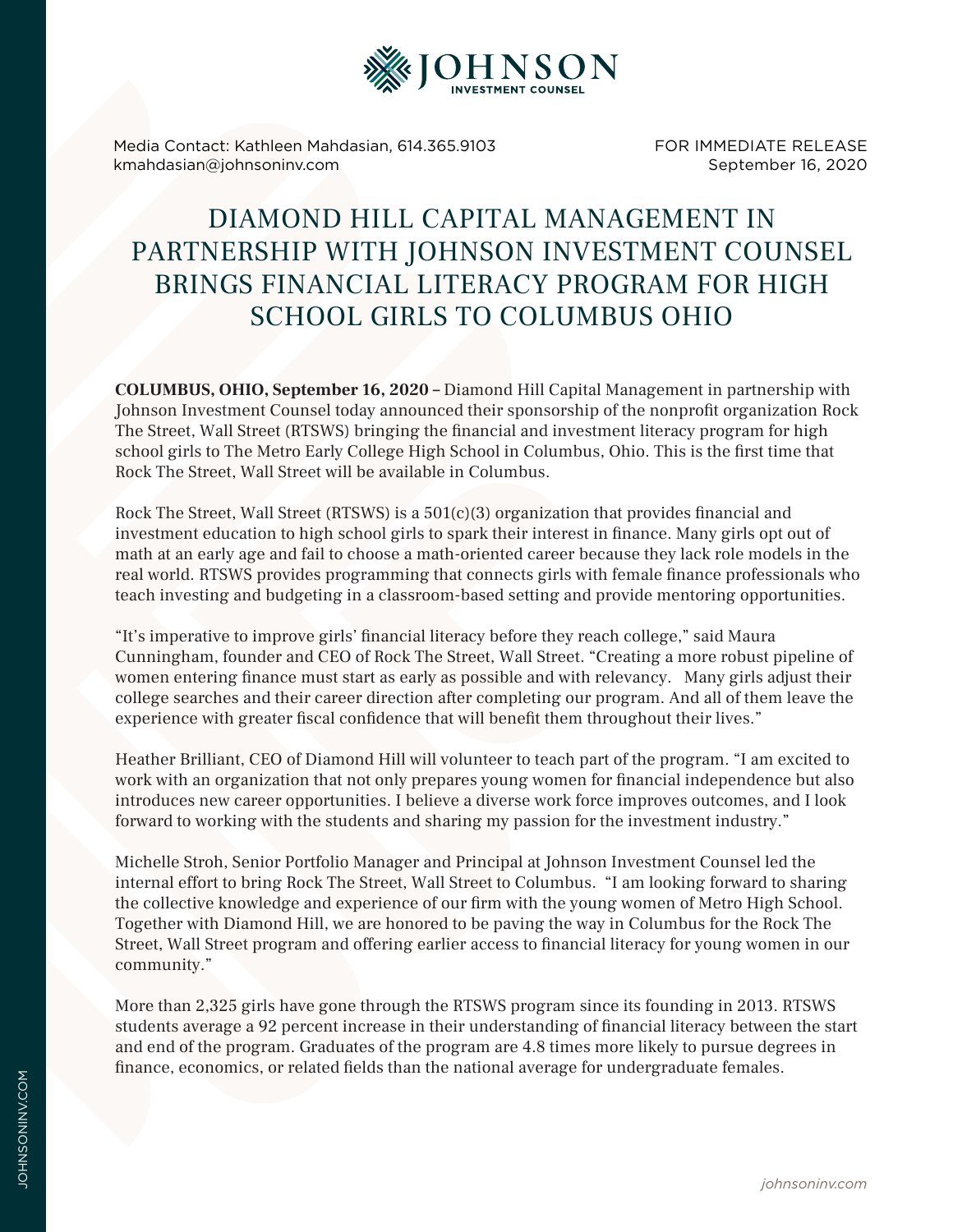Media Contact: Kathleen Mahdasian, 614.365.9103
kmahdasian@johnsoninv.com

FOR IMMEDIATE RELEASE
September 16, 2020

# DIAMOND HILL CAPITAL MANAGEMENT IN PARTNERSHIP WITH JOHNSON INVESTMENT COUNSEL BRINGS FINANCIAL LITERACY PROGRAM FOR HIGH SCHOOL GIRLS TO COLUMBUS OHIO

**COLUMBUS, OHIO, September 16, 2020 –** Diamond Hill Capital Management in partnership with Johnson Investment Counsel today announced their sponsorship of the nonprofit organization Rock The Street, Wall Street (RTSWS) bringing the financial and investment literacy program for high school girls to The Metro Early College High School in Columbus, Ohio. This is the first time that Rock The Street, Wall Street will be available in Columbus.

Rock The Street, Wall Street (RTSWS) is a 501(c)(3) organization that provides financial and investment education to high school girls to spark their interest in finance. Many girls opt out of math at an early age and fail to choose a math-oriented career because they lack role models in the real world. RTSWS provides programming that connects girls with female finance professionals who teach investing and budgeting in a classroom-based setting and provide mentoring opportunities.

"It's imperative to improve girls' financial literacy before they reach college," said Maura Cunningham, founder and CEO of Rock The Street, Wall Street. "Creating a more robust pipeline of women entering finance must start as early as possible and with relevancy. Many girls adjust their college searches and their career direction after completing our program. And all of them leave the experience with greater fiscal confidence that will benefit them throughout their lives."

Heather Brilliant, CEO of Diamond Hill will volunteer to teach part of the program. "I am excited to work with an organization that not only prepares young women for financial independence but also introduces new career opportunities. I believe a diverse work force improves outcomes, and I look forward to working with the students and sharing my passion for the investment industry."

Michelle Stroh, Senior Portfolio Manager and Principal at Johnson Investment Counsel led the internal effort to bring Rock The Street, Wall Street to Columbus. "I am looking forward to sharing the collective knowledge and experience of our firm with the young women of Metro High School. Together with Diamond Hill, we are honored to be paving the way in Columbus for the Rock The Street, Wall Street program and offering earlier access to financial literacy for young women in our community."

More than 2,325 girls have gone through the RTSWS program since its founding in 2013. RTSWS students average a 92 percent increase in their understanding of financial literacy between the start and end of the program. Graduates of the program are 4.8 times more likely to pursue degrees in finance, economics, or related fields than the national average for undergraduate females.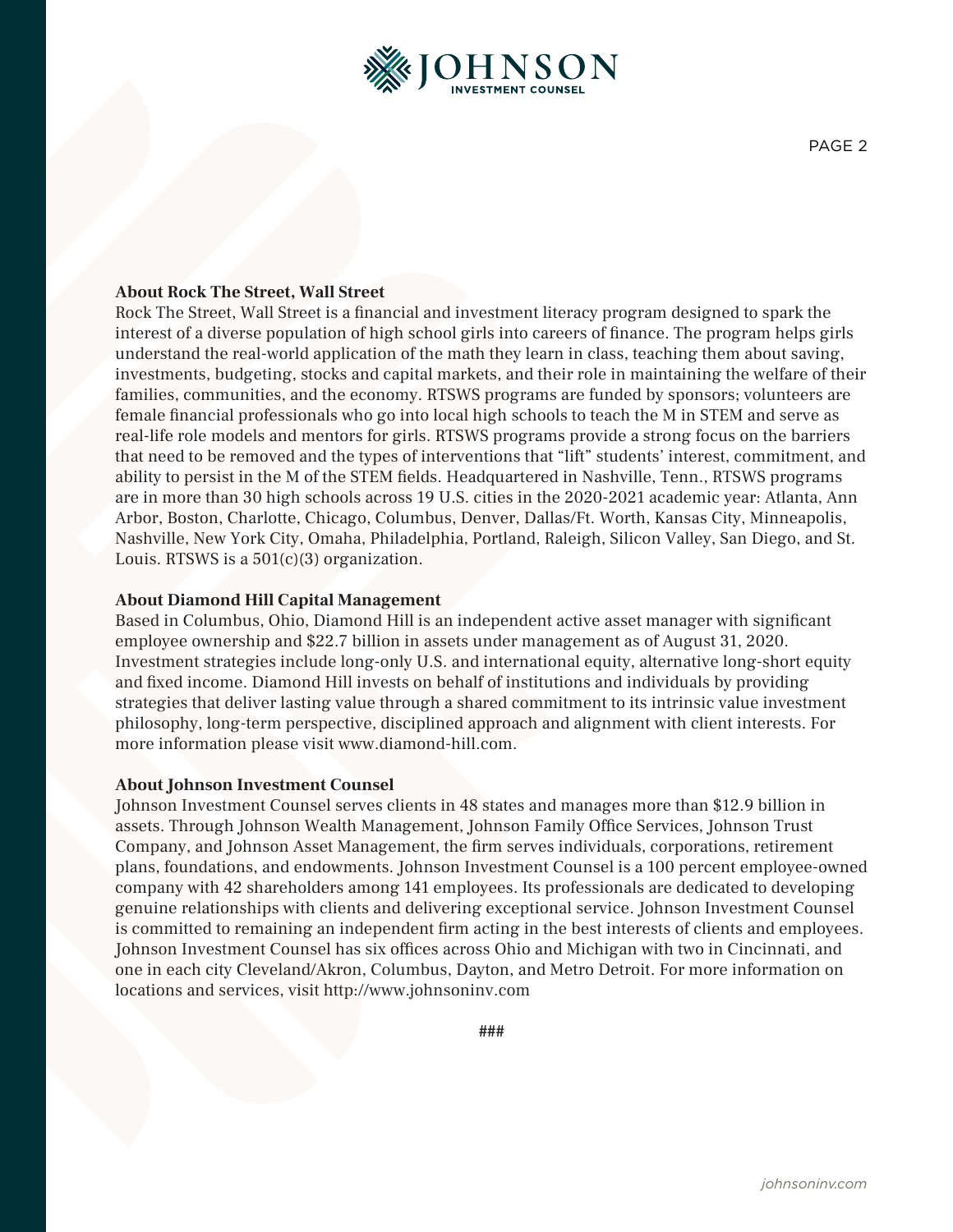**About Rock The Street, Wall Street**

Rock The Street, Wall Street is a financial and investment literacy program designed to spark the interest of a diverse population of high school girls into careers of finance. The program helps girls understand the real-world application of the math they learn in class, teaching them about saving, investments, budgeting, stocks and capital markets, and their role in maintaining the welfare of their families, communities, and the economy. RTSWS programs are funded by sponsors; volunteers are female financial professionals who go into local high schools to teach the M in STEM and serve as real-life role models and mentors for girls. RTSWS programs provide a strong focus on the barriers that need to be removed and the types of interventions that "lift" students' interest, commitment, and ability to persist in the M of the STEM fields. Headquartered in Nashville, Tenn., RTSWS programs are in more than 30 high schools across 19 U.S. cities in the 2020-2021 academic year: Atlanta, Ann Arbor, Boston, Charlotte, Chicago, Columbus, Denver, Dallas/Ft. Worth, Kansas City, Minneapolis, Nashville, New York City, Omaha, Philadelphia, Portland, Raleigh, Silicon Valley, San Diego, and St. Louis. RTSWS is a 501(c)(3) organization.

**About Diamond Hill Capital Management**

Based in Columbus, Ohio, Diamond Hill is an independent active asset manager with significant employee ownership and $22.7 billion in assets under management as of August 31, 2020. Investment strategies include long-only U.S. and international equity, alternative long-short equity and fixed income. Diamond Hill invests on behalf of institutions and individuals by providing strategies that deliver lasting value through a shared commitment to its intrinsic value investment philosophy, long-term perspective, disciplined approach and alignment with client interests. For more information please visit www.diamond-hill.com.

**About Johnson Investment Counsel**

Johnson Investment Counsel serves clients in 48 states and manages more than $12.9 billion in assets. Through Johnson Wealth Management, Johnson Family Office Services, Johnson Trust Company, and Johnson Asset Management, the firm serves individuals, corporations, retirement plans, foundations, and endowments. Johnson Investment Counsel is a 100 percent employee-owned company with 42 shareholders among 141 employees. Its professionals are dedicated to developing genuine relationships with clients and delivering exceptional service. Johnson Investment Counsel is committed to remaining an independent firm acting in the best interests of clients and employees. Johnson Investment Counsel has six offices across Ohio and Michigan with two in Cincinnati, and one in each city Cleveland/Akron, Columbus, Dayton, and Metro Detroit. For more information on locations and services, visit http://www.johnsoninv.com

###